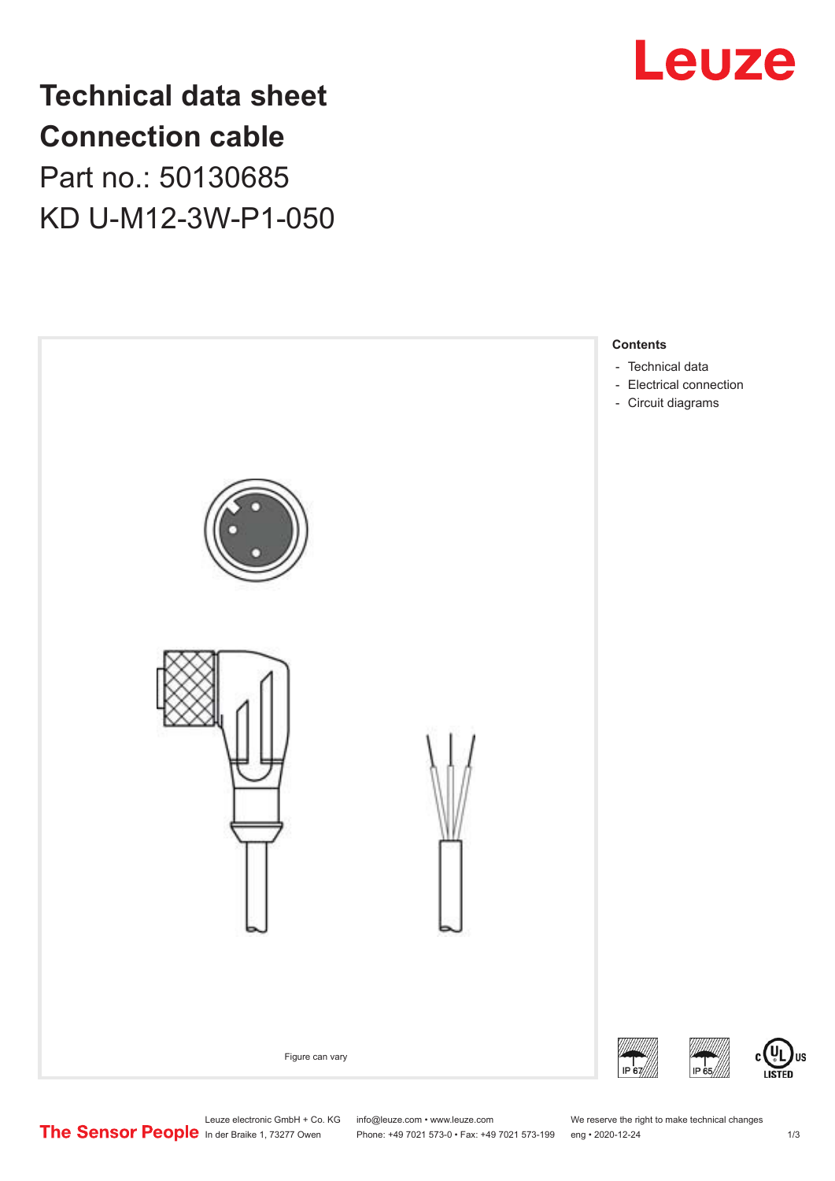# Technical data sheet
# Connection cable

## Part no.: 50130685

## KD U-M12-3W-P1-050

Figure can vary

**Contents**

- Technical data
- Electrical connection
- Circuit diagrams

IP 67 IP 65 c UL US LISTED

Leuze electronic GmbH + Co. KG
In der Braike 1, 73277 Owen

info@leuze.com • www.leuze.com
Phone: +49 7021 573-0 • Fax: +49 7021 573-199

We reserve the right to make technical changes
eng • 2020-12-24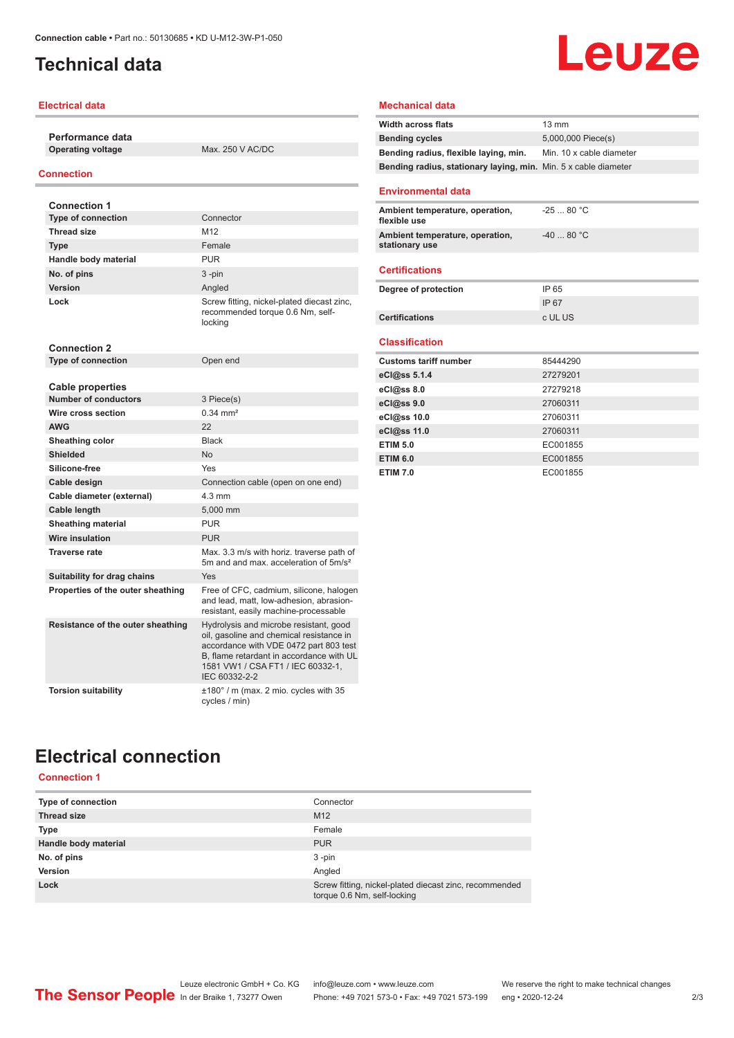Connection cable • Part no.: 50130685 • KD U-M12-3W-P1-050

# Technical data

## Electrical data

### Performance data

| | |
|---|---|
| Operating voltage | Max. 250 V AC/DC |

## Connection

### Connection 1

| | |
|---|---|
| Type of connection | Connector |
| Thread size | M12 |
| Type | Female |
| Handle body material | PUR |
| No. of pins | 3 -pin |
| Version | Angled |
| Lock | Screw fitting, nickel-plated diecast zinc, recommended torque 0.6 Nm, self-locking |

### Connection 2

| | |
|---|---|
| Type of connection | Open end |

### Cable properties

| | |
|---|---|
| Number of conductors | 3 Piece(s) |
| Wire cross section | 0.34 mm² |
| AWG | 22 |
| Sheathing color | Black |
| Shielded | No |
| Silicone-free | Yes |
| Cable design | Connection cable (open on one end) |
| Cable diameter (external) | 4.3 mm |
| Cable length | 5,000 mm |
| Sheathing material | PUR |
| Wire insulation | PUR |
| Traverse rate | Max. 3.3 m/s with horiz. traverse path of 5m and and max. acceleration of 5m/s² |
| Suitability for drag chains | Yes |
| Properties of the outer sheathing | Free of CFC, cadmium, silicone, halogen and lead, matt, low-adhesion, abrasion-resistant, easily machine-processable |
| Resistance of the outer sheathing | Hydrolysis and microbe resistant, good oil, gasoline and chemical resistance in accordance with VDE 0472 part 803 test B, flame retardant in accordance with UL 1581 VW1 / CSA FT1 / IEC 60332-1, IEC 60332-2-2 |
| Torsion suitability | ±180° / m (max. 2 mio. cycles with 35 cycles / min) |

## Mechanical data

| | |
|---|---|
| Width across flats | 13 mm |
| Bending cycles | 5,000,000 Piece(s) |
| Bending radius, flexible laying, min. | Min. 10 x cable diameter |
| Bending radius, stationary laying, min. | Min. 5 x cable diameter |

## Environmental data

| | |
|---|---|
| Ambient temperature, operation, flexible use | -25 ... 80 °C |
| Ambient temperature, operation, stationary use | -40 ... 80 °C |

## Certifications

| | |
|---|---|
| Degree of protection | IP 65 |
| | IP 67 |
| Certifications | c UL US |

## Classification

| | |
|---|---|
| Customs tariff number | 85444290 |
| eCl@ss 5.1.4 | 27279201 |
| eCl@ss 8.0 | 27279218 |
| eCl@ss 9.0 | 27060311 |
| eCl@ss 10.0 | 27060311 |
| eCl@ss 11.0 | 27060311 |
| ETIM 5.0 | EC001855 |
| ETIM 6.0 | EC001855 |
| ETIM 7.0 | EC001855 |

# Electrical connection

## Connection 1

| | |
|---|---|
| Type of connection | Connector |
| Thread size | M12 |
| Type | Female |
| Handle body material | PUR |
| No. of pins | 3 -pin |
| Version | Angled |
| Lock | Screw fitting, nickel-plated diecast zinc, recommended torque 0.6 Nm, self-locking |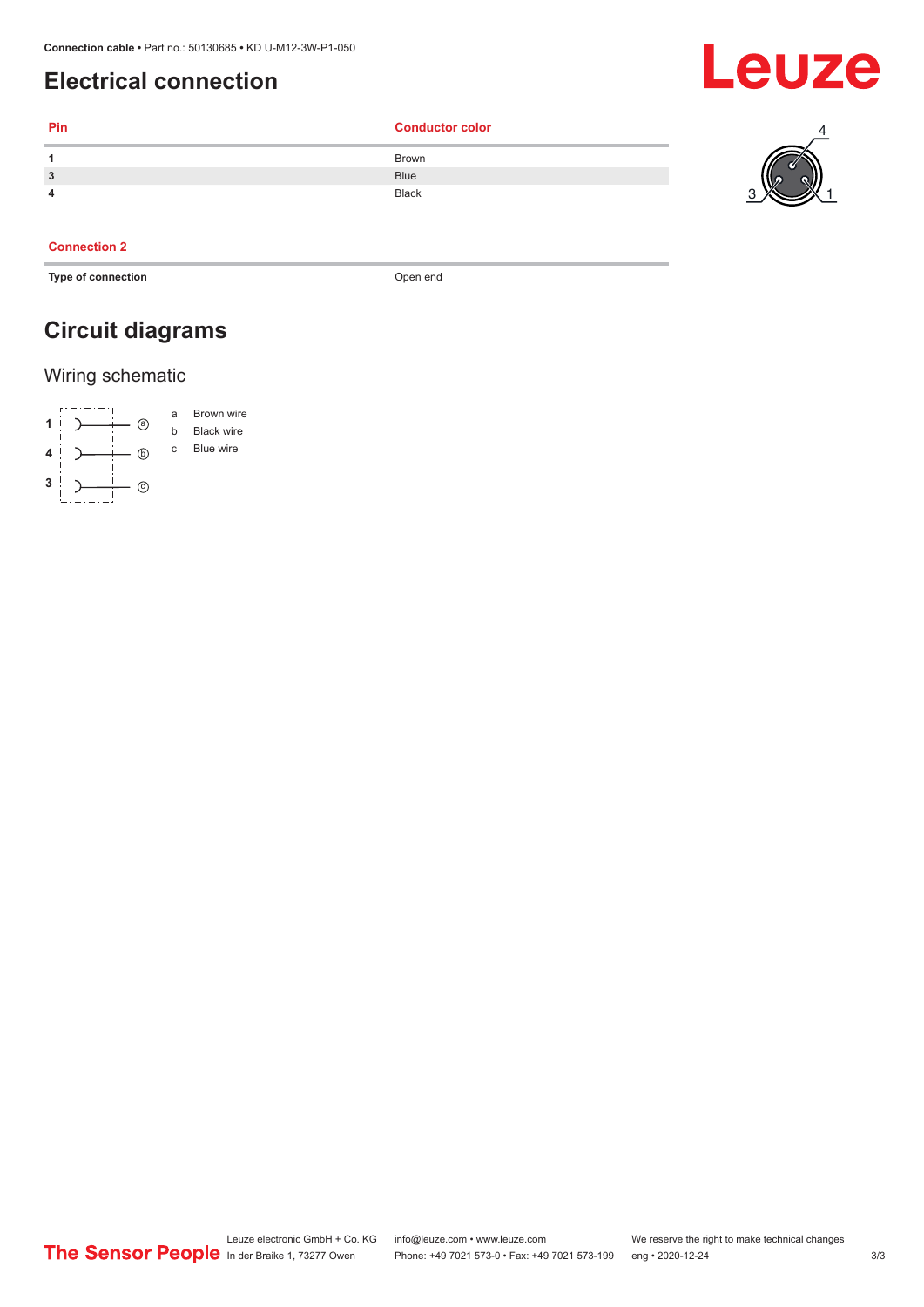## Electrical connection

| Pin | Conductor color |
|---|---|
| 1 | Brown |
| 3 | Blue |
| 4 | Black |

4

3 1

| Connection 2 | |
|---|---|
| Type of connection | Open end |

## Circuit diagrams

### Wiring schematic

1 ⓐ
4 ⓑ
3 ⓒ

a Brown wire
b Black wire
c Blue wire